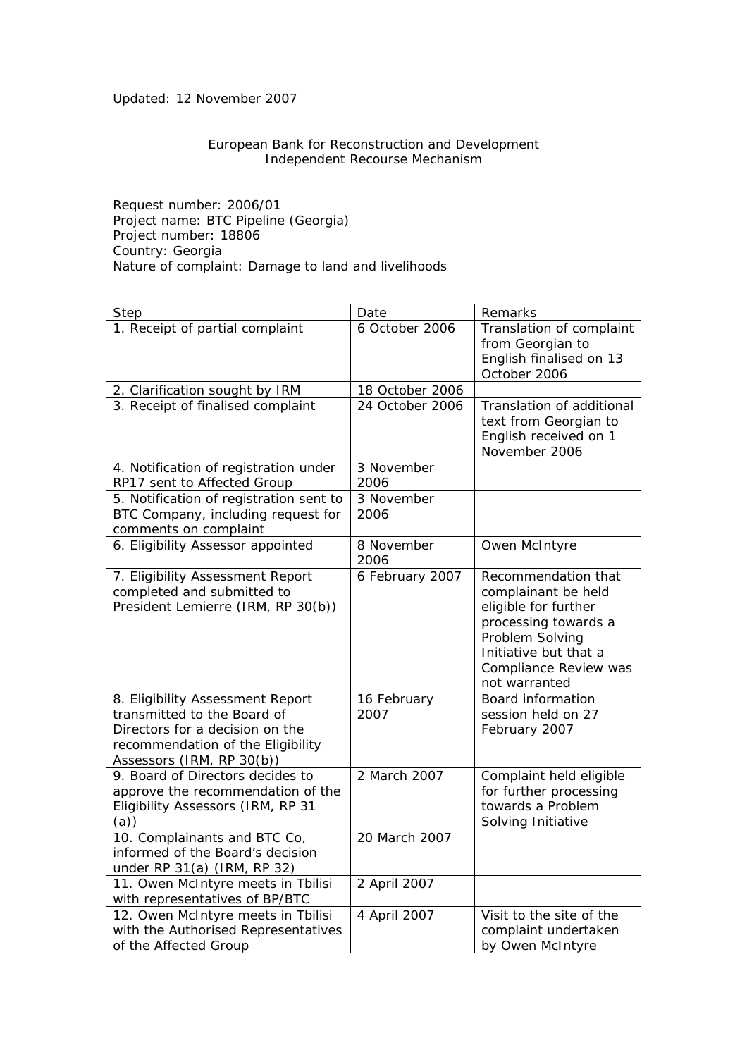Updated: 12 November 2007

European Bank for Reconstruction and Development
Independent Recourse Mechanism

Request number: 2006/01
Project name: BTC Pipeline (Georgia)
Project number: 18806
Country: Georgia
Nature of complaint: Damage to land and livelihoods

| Step | Date | Remarks |
|---|---|---|
| 1. Receipt of partial complaint | 6 October 2006 | Translation of complaint from Georgian to English finalised on 13 October 2006 |
| 2. Clarification sought by IRM | 18 October 2006 | |
| 3. Receipt of finalised complaint | 24 October 2006 | Translation of additional text from Georgian to English received on 1 November 2006 |
| 4. Notification of registration under RP17 sent to Affected Group | 3 November 2006 | |
| 5. Notification of registration sent to BTC Company, including request for comments on complaint | 3 November 2006 | |
| 6. Eligibility Assessor appointed | 8 November 2006 | Owen McIntyre |
| 7. Eligibility Assessment Report completed and submitted to President Lemierre (IRM, RP 30(b)) | 6 February 2007 | Recommendation that complainant be held eligible for further processing towards a Problem Solving Initiative but that a Compliance Review was not warranted |
| 8. Eligibility Assessment Report transmitted to the Board of Directors for a decision on the recommendation of the Eligibility Assessors (IRM, RP 30(b)) | 16 February 2007 | Board information session held on 27 February 2007 |
| 9. Board of Directors decides to approve the recommendation of the Eligibility Assessors (IRM, RP 31 (a)) | 2 March 2007 | Complaint held eligible for further processing towards a Problem Solving Initiative |
| 10. Complainants and BTC Co, informed of the Board's decision under RP 31(a) (IRM, RP 32) | 20 March 2007 | |
| 11. Owen McIntyre meets in Tbilisi with representatives of BP/BTC | 2 April 2007 | |
| 12. Owen McIntyre meets in Tbilisi with the Authorised Representatives of the Affected Group | 4 April 2007 | Visit to the site of the complaint undertaken by Owen McIntyre |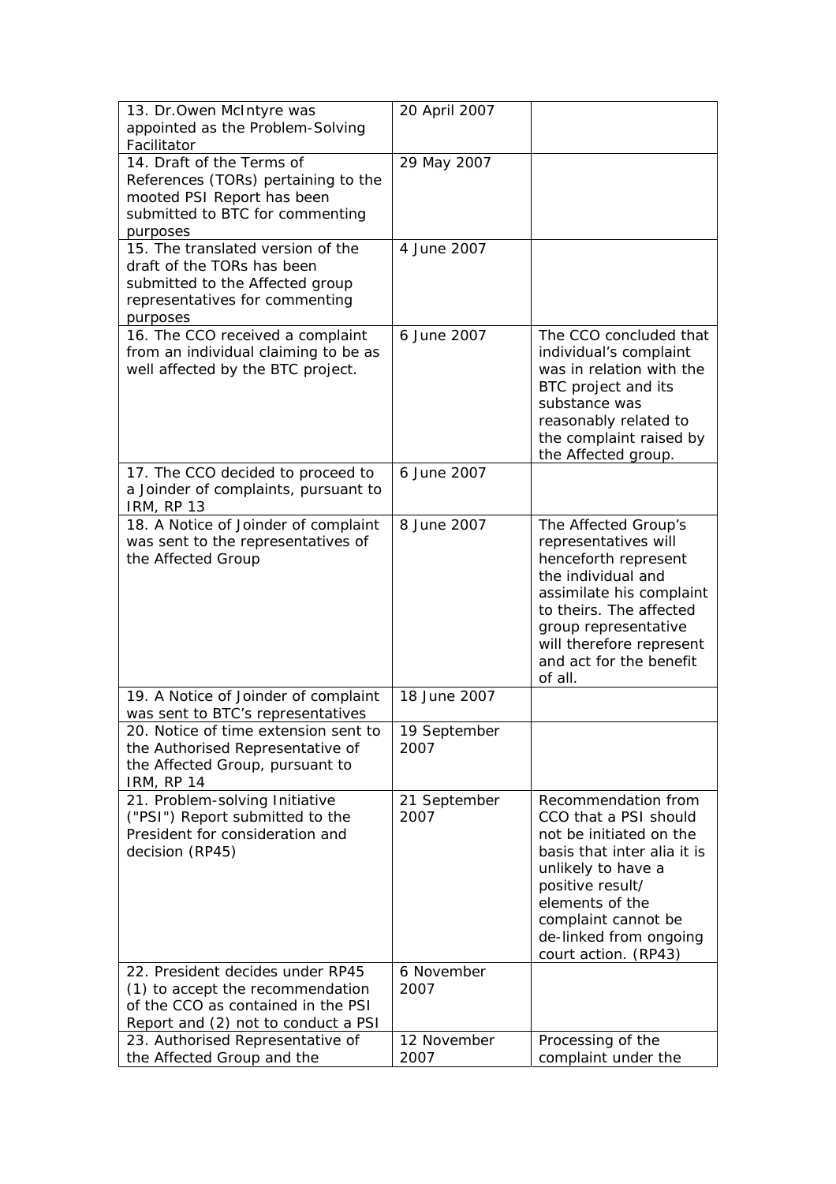| | | |
|---|---|---|
| 13. Dr.Owen McIntyre was appointed as the Problem-Solving Facilitator | 20 April 2007 | |
| 14. Draft of the Terms of References (TORs) pertaining to the mooted PSI Report has been submitted to BTC for commenting purposes | 29 May 2007 | |
| 15. The translated version of the draft of the TORs has been submitted to the Affected group representatives for commenting purposes | 4 June 2007 | |
| 16. The CCO received a complaint from an individual claiming to be as well affected by the BTC project. | 6 June 2007 | The CCO concluded that individual's complaint was in relation with the BTC project and its substance was reasonably related to the complaint raised by the Affected group. |
| 17. The CCO decided to proceed to a Joinder of complaints, pursuant to IRM, RP 13 | 6 June 2007 | |
| 18. A Notice of Joinder of complaint was sent to the representatives of the Affected Group | 8 June 2007 | The Affected Group's representatives will henceforth represent the individual and assimilate his complaint to theirs. The affected group representative will therefore represent and act for the benefit of all. |
| 19. A Notice of Joinder of complaint was sent to BTC's representatives | 18 June 2007 | |
| 20. Notice of time extension sent to the Authorised Representative of the Affected Group, pursuant to IRM, RP 14 | 19 September 2007 | |
| 21. Problem-solving Initiative ("PSI") Report submitted to the President for consideration and decision (RP45) | 21 September 2007 | Recommendation from CCO that a PSI should not be initiated on the basis that inter alia it is unlikely to have a positive result/ elements of the complaint cannot be de-linked from ongoing court action. (RP43) |
| 22. President decides under RP45 (1) to accept the recommendation of the CCO as contained in the PSI Report and (2) not to conduct a PSI | 6 November 2007 | |
| 23. Authorised Representative of the Affected Group and the | 12 November 2007 | Processing of the complaint under the |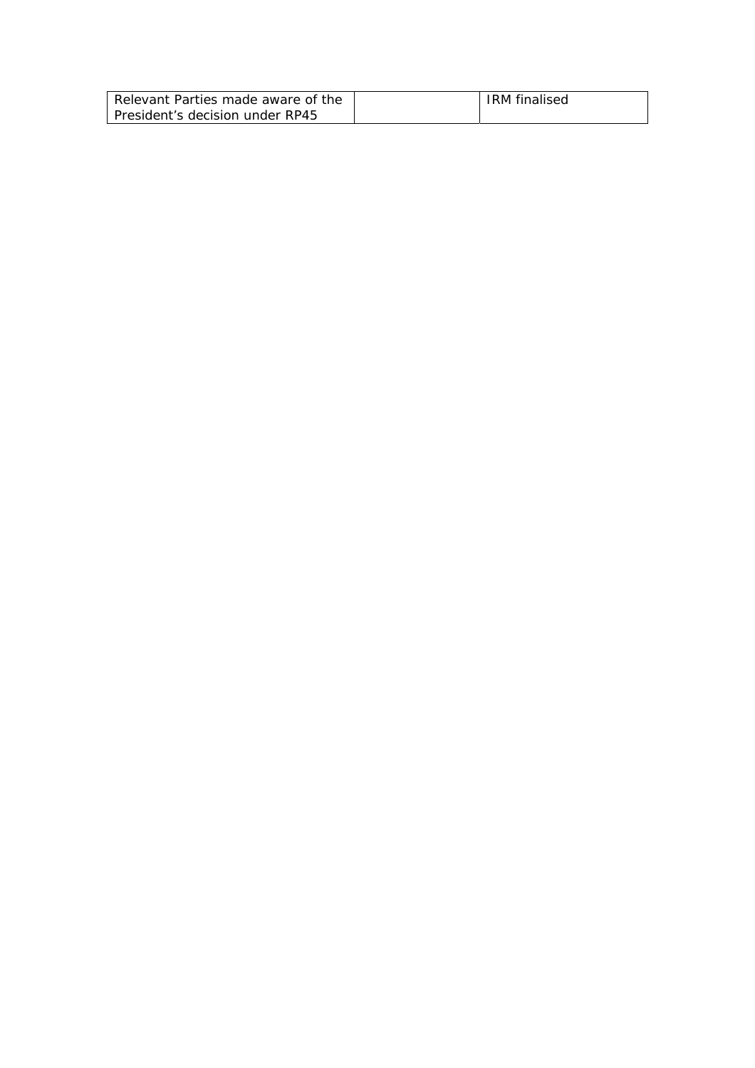| | | |
|---|---|---|
| Relevant Parties made aware of the President’s decision under RP45 | | IRM finalised |